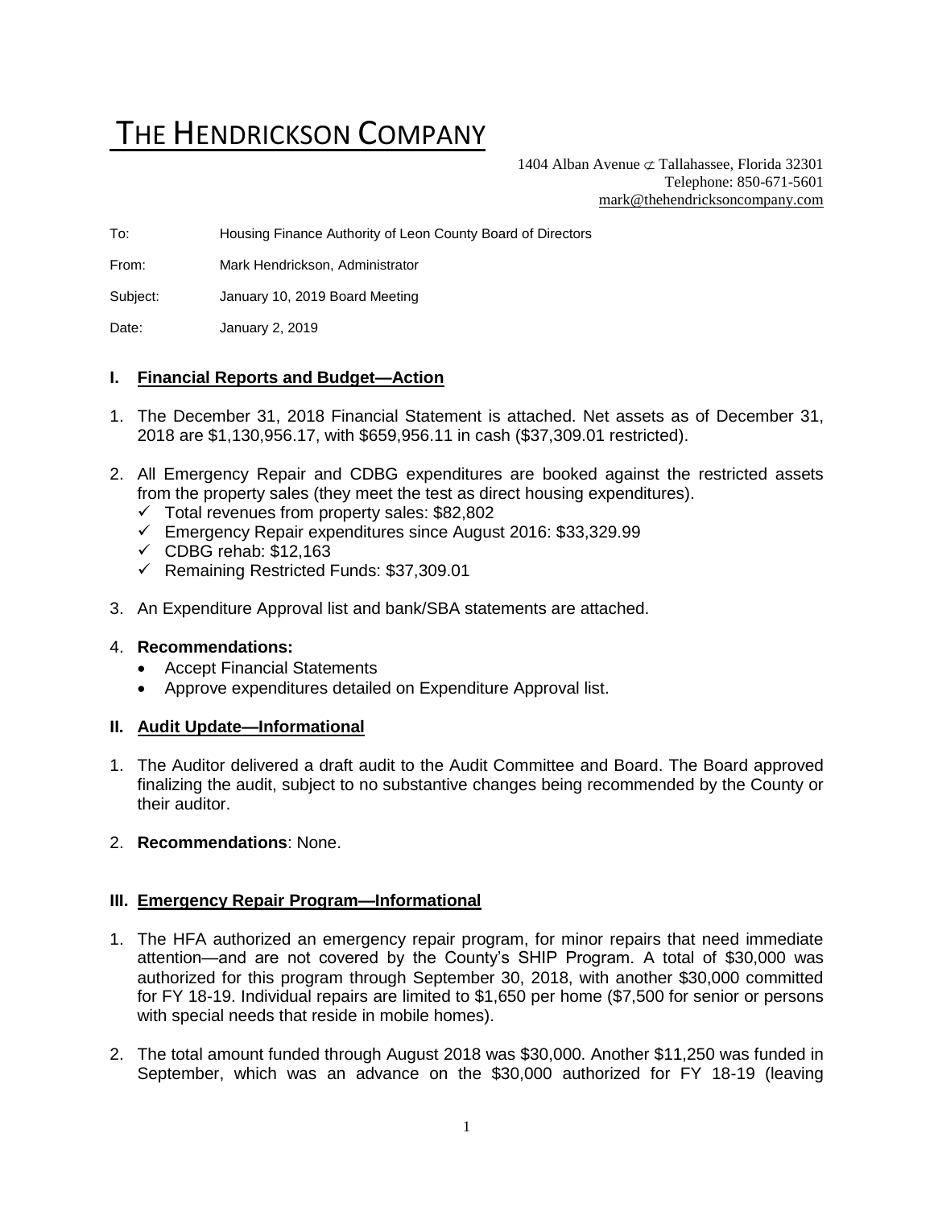# THE HENDRICKSON COMPANY

1404 Alban Avenue ⊄ Tallahassee, Florida 32301
Telephone: 850-671-5601
mark@thehendricksoncompany.com

To: Housing Finance Authority of Leon County Board of Directors

From: Mark Hendrickson, Administrator

Subject: January 10, 2019 Board Meeting

Date: January 2, 2019

## I. Financial Reports and Budget—Action

1. The December 31, 2018 Financial Statement is attached. Net assets as of December 31, 2018 are $1,130,956.17, with $659,956.11 in cash ($37,309.01 restricted).
2. All Emergency Repair and CDBG expenditures are booked against the restricted assets from the property sales (they meet the test as direct housing expenditures).
   - ✓ Total revenues from property sales: $82,802
   - ✓ Emergency Repair expenditures since August 2016: $33,329.99
   - ✓ CDBG rehab: $12,163
   - ✓ Remaining Restricted Funds: $37,309.01
3. An Expenditure Approval list and bank/SBA statements are attached.
4. **Recommendations:**
   - Accept Financial Statements
   - Approve expenditures detailed on Expenditure Approval list.

## II. Audit Update—Informational

1. The Auditor delivered a draft audit to the Audit Committee and Board. The Board approved finalizing the audit, subject to no substantive changes being recommended by the County or their auditor.
2. **Recommendations**: None.

## III. Emergency Repair Program—Informational

1. The HFA authorized an emergency repair program, for minor repairs that need immediate attention—and are not covered by the County's SHIP Program. A total of $30,000 was authorized for this program through September 30, 2018, with another $30,000 committed for FY 18-19. Individual repairs are limited to $1,650 per home ($7,500 for senior or persons with special needs that reside in mobile homes).
2. The total amount funded through August 2018 was $30,000. Another $11,250 was funded in September, which was an advance on the $30,000 authorized for FY 18-19 (leaving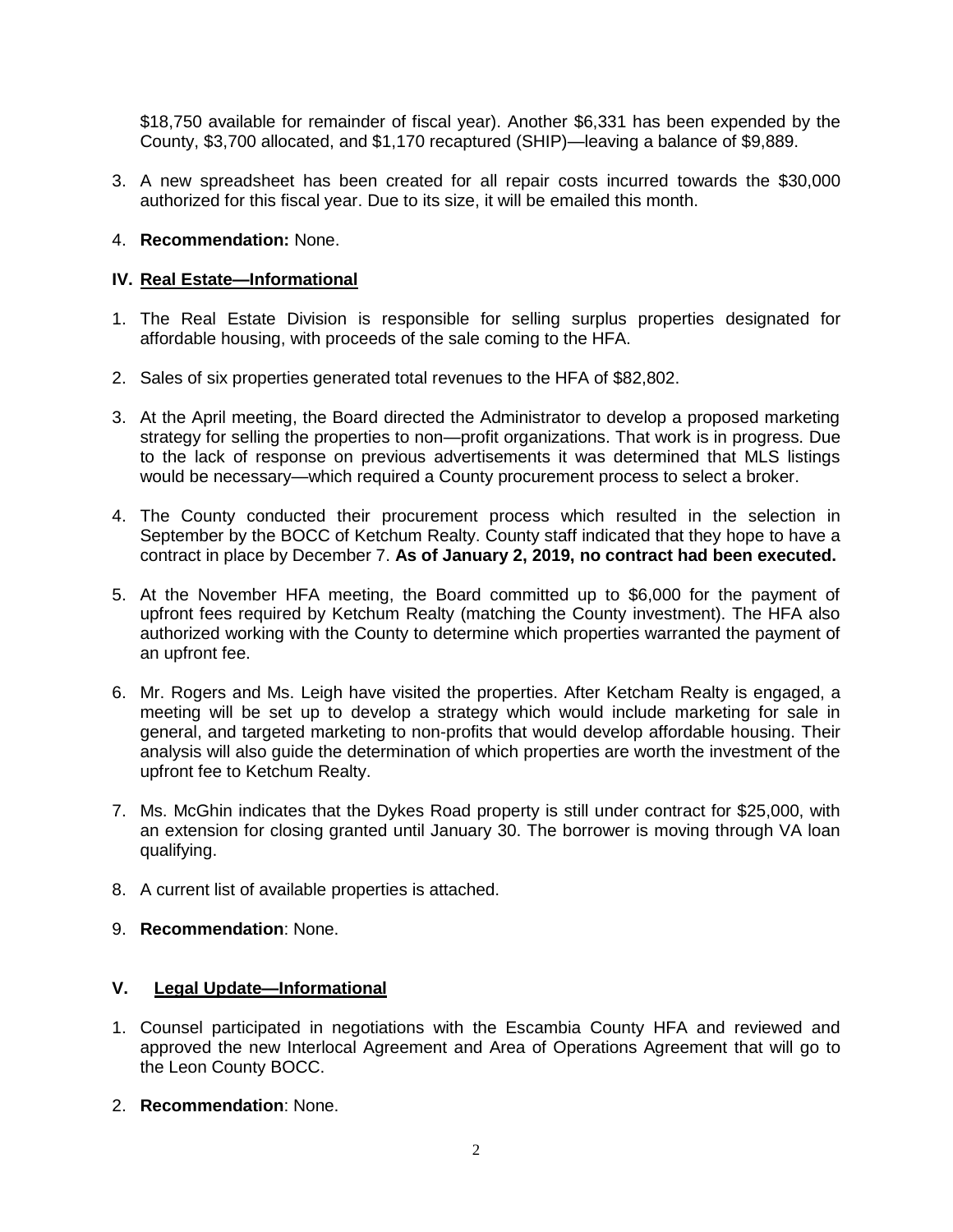$18,750 available for remainder of fiscal year). Another $6,331 has been expended by the County, $3,700 allocated, and $1,170 recaptured (SHIP)—leaving a balance of $9,889.

3. A new spreadsheet has been created for all repair costs incurred towards the $30,000 authorized for this fiscal year. Due to its size, it will be emailed this month.

4. **Recommendation:** None.

## IV. Real Estate—Informational

1. The Real Estate Division is responsible for selling surplus properties designated for affordable housing, with proceeds of the sale coming to the HFA.

2. Sales of six properties generated total revenues to the HFA of $82,802.

3. At the April meeting, the Board directed the Administrator to develop a proposed marketing strategy for selling the properties to non—profit organizations. That work is in progress. Due to the lack of response on previous advertisements it was determined that MLS listings would be necessary—which required a County procurement process to select a broker.

4. The County conducted their procurement process which resulted in the selection in September by the BOCC of Ketchum Realty. County staff indicated that they hope to have a contract in place by December 7. **As of January 2, 2019, no contract had been executed.**

5. At the November HFA meeting, the Board committed up to $6,000 for the payment of upfront fees required by Ketchum Realty (matching the County investment). The HFA also authorized working with the County to determine which properties warranted the payment of an upfront fee.

6. Mr. Rogers and Ms. Leigh have visited the properties. After Ketcham Realty is engaged, a meeting will be set up to develop a strategy which would include marketing for sale in general, and targeted marketing to non-profits that would develop affordable housing. Their analysis will also guide the determination of which properties are worth the investment of the upfront fee to Ketchum Realty.

7. Ms. McGhin indicates that the Dykes Road property is still under contract for $25,000, with an extension for closing granted until January 30. The borrower is moving through VA loan qualifying.

8. A current list of available properties is attached.

9. **Recommendation**: None.

## V. Legal Update—Informational

1. Counsel participated in negotiations with the Escambia County HFA and reviewed and approved the new Interlocal Agreement and Area of Operations Agreement that will go to the Leon County BOCC.

2. **Recommendation**: None.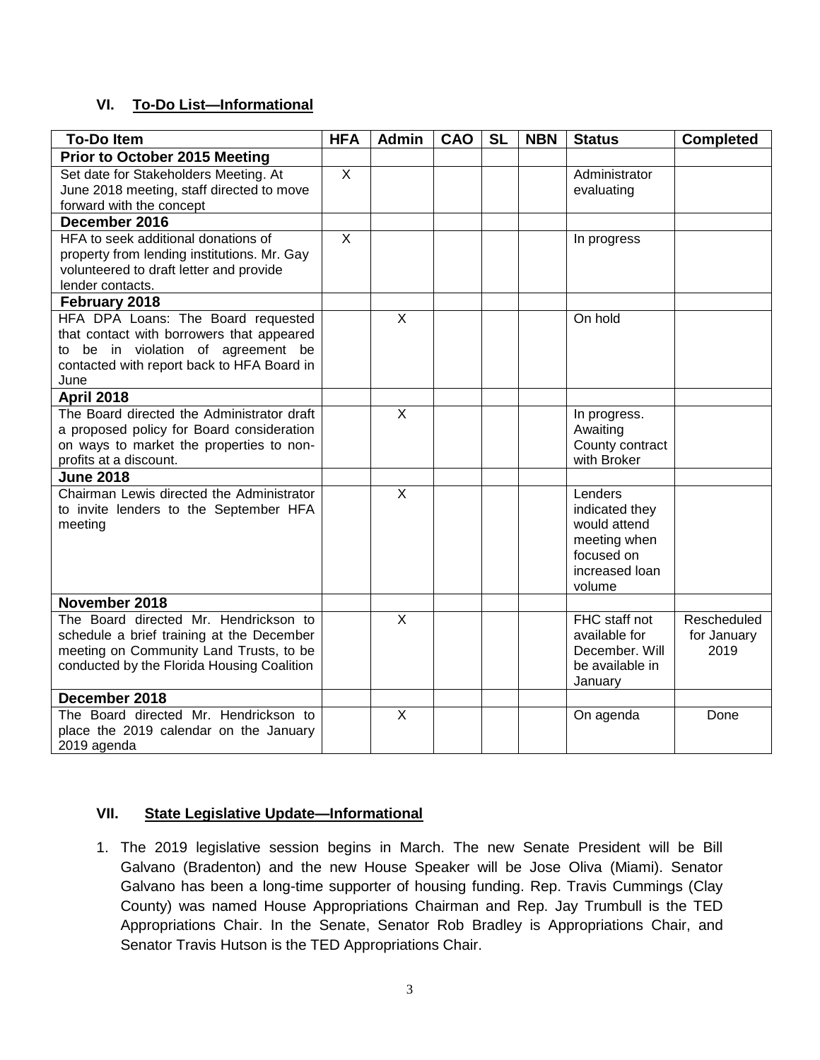## VI. To-Do List—Informational

| To-Do Item | HFA | Admin | CAO | SL | NBN | Status | Completed |
|---|---|---|---|---|---|---|---|
| **Prior to October 2015 Meeting** | | | | | | | |
| Set date for Stakeholders Meeting. At June 2018 meeting, staff directed to move forward with the concept | X | | | | | Administrator evaluating | |
| **December 2016** | | | | | | | |
| HFA to seek additional donations of property from lending institutions. Mr. Gay volunteered to draft letter and provide lender contacts. | X | | | | | In progress | |
| **February 2018** | | | | | | | |
| HFA DPA Loans: The Board requested that contact with borrowers that appeared to be in violation of agreement be contacted with report back to HFA Board in June | | X | | | | On hold | |
| **April 2018** | | | | | | | |
| The Board directed the Administrator draft a proposed policy for Board consideration on ways to market the properties to non-profits at a discount. | | X | | | | In progress. Awaiting County contract with Broker | |
| **June 2018** | | | | | | | |
| Chairman Lewis directed the Administrator to invite lenders to the September HFA meeting | | X | | | | Lenders indicated they would attend meeting when focused on increased loan volume | |
| **November 2018** | | | | | | | |
| The Board directed Mr. Hendrickson to schedule a brief training at the December meeting on Community Land Trusts, to be conducted by the Florida Housing Coalition | | X | | | | FHC staff not available for December. Will be available in January | Rescheduled for January 2019 |
| **December 2018** | | | | | | | |
| The Board directed Mr. Hendrickson to place the 2019 calendar on the January 2019 agenda | | X | | | | On agenda | Done |

## VII. State Legislative Update—Informational

1. The 2019 legislative session begins in March. The new Senate President will be Bill Galvano (Bradenton) and the new House Speaker will be Jose Oliva (Miami). Senator Galvano has been a long-time supporter of housing funding. Rep. Travis Cummings (Clay County) was named House Appropriations Chairman and Rep. Jay Trumbull is the TED Appropriations Chair. In the Senate, Senator Rob Bradley is Appropriations Chair, and Senator Travis Hutson is the TED Appropriations Chair.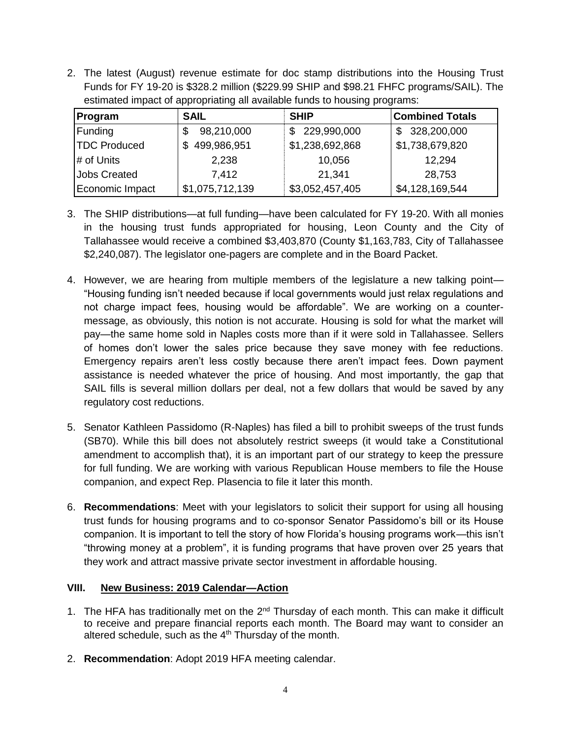2. The latest (August) revenue estimate for doc stamp distributions into the Housing Trust Funds for FY 19-20 is $328.2 million ($229.99 SHIP and $98.21 FHFC programs/SAIL). The estimated impact of appropriating all available funds to housing programs:

| Program | SAIL | SHIP | Combined Totals |
|---|---|---|---|
| Funding | $ 98,210,000 | $ 229,990,000 | $ 328,200,000 |
| TDC Produced | $ 499,986,951 | $1,238,692,868 | $1,738,679,820 |
| # of Units | 2,238 | 10,056 | 12,294 |
| Jobs Created | 7,412 | 21,341 | 28,753 |
| Economic Impact | $1,075,712,139 | $3,052,457,405 | $4,128,169,544 |

3. The SHIP distributions—at full funding—have been calculated for FY 19-20. With all monies in the housing trust funds appropriated for housing, Leon County and the City of Tallahassee would receive a combined $3,403,870 (County $1,163,783, City of Tallahassee $2,240,087). The legislator one-pagers are complete and in the Board Packet.

4. However, we are hearing from multiple members of the legislature a new talking point—"Housing funding isn't needed because if local governments would just relax regulations and not charge impact fees, housing would be affordable". We are working on a counter-message, as obviously, this notion is not accurate. Housing is sold for what the market will pay—the same home sold in Naples costs more than if it were sold in Tallahassee. Sellers of homes don't lower the sales price because they save money with fee reductions. Emergency repairs aren't less costly because there aren't impact fees. Down payment assistance is needed whatever the price of housing. And most importantly, the gap that SAIL fills is several million dollars per deal, not a few dollars that would be saved by any regulatory cost reductions.

5. Senator Kathleen Passidomo (R-Naples) has filed a bill to prohibit sweeps of the trust funds (SB70). While this bill does not absolutely restrict sweeps (it would take a Constitutional amendment to accomplish that), it is an important part of our strategy to keep the pressure for full funding. We are working with various Republican House members to file the House companion, and expect Rep. Plasencia to file it later this month.

6. **Recommendations**: Meet with your legislators to solicit their support for using all housing trust funds for housing programs and to co-sponsor Senator Passidomo's bill or its House companion. It is important to tell the story of how Florida's housing programs work—this isn't "throwing money at a problem", it is funding programs that have proven over 25 years that they work and attract massive private sector investment in affordable housing.

### VIII. New Business: 2019 Calendar—Action

1. The HFA has traditionally met on the 2nd Thursday of each month. This can make it difficult to receive and prepare financial reports each month. The Board may want to consider an altered schedule, such as the 4th Thursday of the month.

2. **Recommendation**: Adopt 2019 HFA meeting calendar.